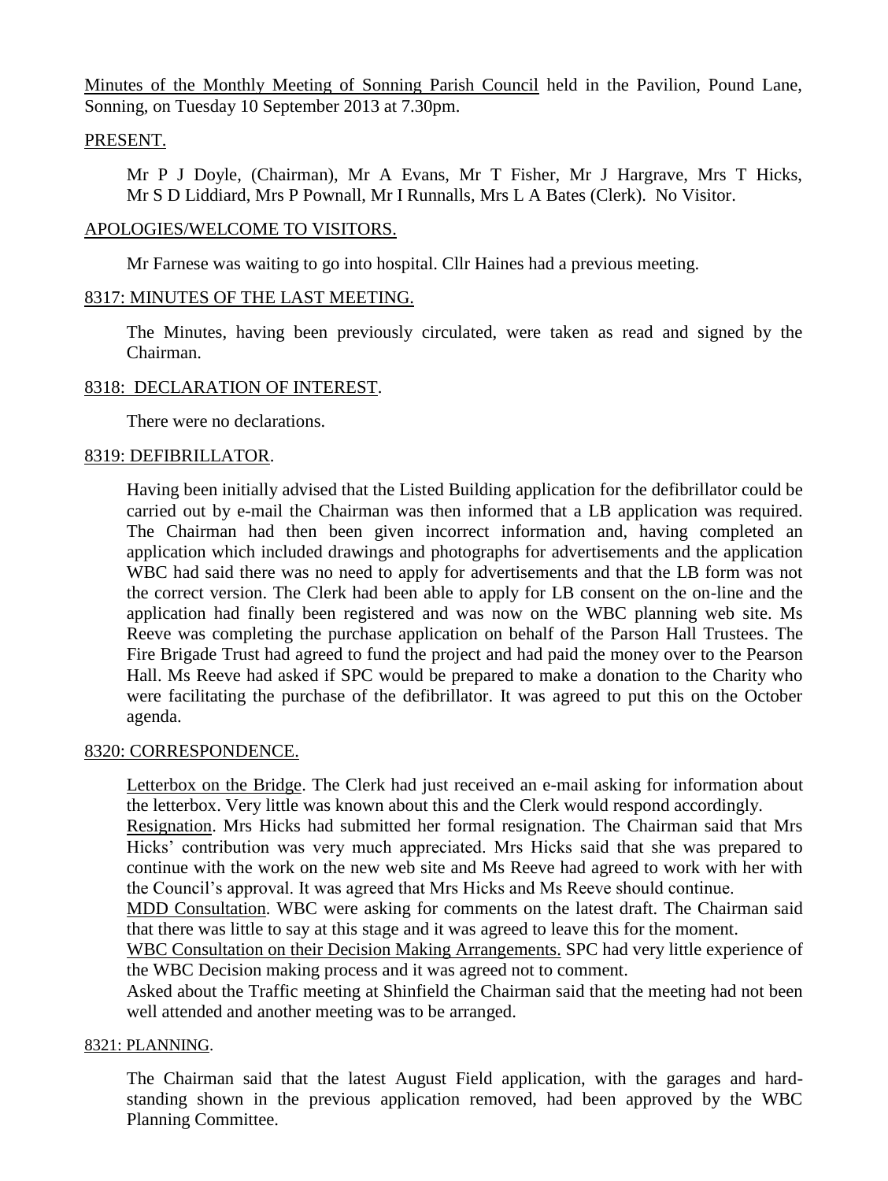Minutes of the Monthly Meeting of Sonning Parish Council held in the Pavilion, Pound Lane, Sonning, on Tuesday 10 September 2013 at 7.30pm.

## PRESENT.

Mr P J Doyle, (Chairman), Mr A Evans, Mr T Fisher, Mr J Hargrave, Mrs T Hicks, Mr S D Liddiard, Mrs P Pownall, Mr I Runnalls, Mrs L A Bates (Clerk). No Visitor.

## APOLOGIES/WELCOME TO VISITORS.

Mr Farnese was waiting to go into hospital. Cllr Haines had a previous meeting.

## 8317: MINUTES OF THE LAST MEETING.

The Minutes, having been previously circulated, were taken as read and signed by the Chairman.

## 8318: DECLARATION OF INTEREST.

There were no declarations.

## 8319: DEFIBRILLATOR.

Having been initially advised that the Listed Building application for the defibrillator could be carried out by e-mail the Chairman was then informed that a LB application was required. The Chairman had then been given incorrect information and, having completed an application which included drawings and photographs for advertisements and the application WBC had said there was no need to apply for advertisements and that the LB form was not the correct version. The Clerk had been able to apply for LB consent on the on-line and the application had finally been registered and was now on the WBC planning web site. Ms Reeve was completing the purchase application on behalf of the Parson Hall Trustees. The Fire Brigade Trust had agreed to fund the project and had paid the money over to the Pearson Hall. Ms Reeve had asked if SPC would be prepared to make a donation to the Charity who were facilitating the purchase of the defibrillator. It was agreed to put this on the October agenda.

## 8320: CORRESPONDENCE.

Letterbox on the Bridge. The Clerk had just received an e-mail asking for information about the letterbox. Very little was known about this and the Clerk would respond accordingly.

Resignation. Mrs Hicks had submitted her formal resignation. The Chairman said that Mrs Hicks' contribution was very much appreciated. Mrs Hicks said that she was prepared to continue with the work on the new web site and Ms Reeve had agreed to work with her with the Council's approval. It was agreed that Mrs Hicks and Ms Reeve should continue.

MDD Consultation. WBC were asking for comments on the latest draft. The Chairman said that there was little to say at this stage and it was agreed to leave this for the moment.

WBC Consultation on their Decision Making Arrangements. SPC had very little experience of the WBC Decision making process and it was agreed not to comment.

Asked about the Traffic meeting at Shinfield the Chairman said that the meeting had not been well attended and another meeting was to be arranged.

## 8321: PLANNING.

The Chairman said that the latest August Field application, with the garages and hard-standing shown in the previous application removed, had been approved by the WBC Planning Committee.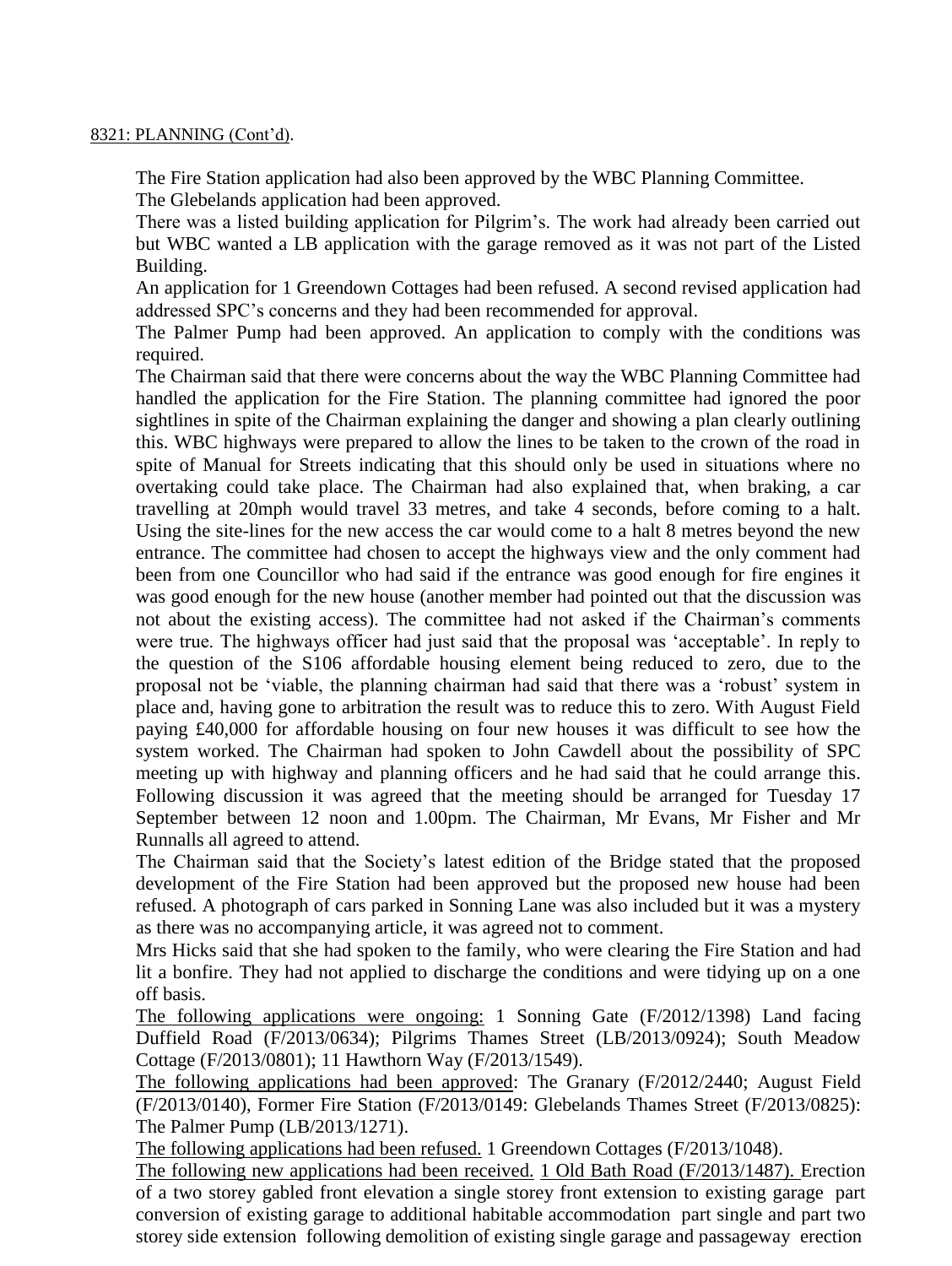8321: PLANNING (Cont'd).

The Fire Station application had also been approved by the WBC Planning Committee.
The Glebelands application had been approved.
There was a listed building application for Pilgrim's. The work had already been carried out but WBC wanted a LB application with the garage removed as it was not part of the Listed Building.
An application for 1 Greendown Cottages had been refused. A second revised application had addressed SPC's concerns and they had been recommended for approval.
The Palmer Pump had been approved. An application to comply with the conditions was required.
The Chairman said that there were concerns about the way the WBC Planning Committee had handled the application for the Fire Station. The planning committee had ignored the poor sightlines in spite of the Chairman explaining the danger and showing a plan clearly outlining this. WBC highways were prepared to allow the lines to be taken to the crown of the road in spite of Manual for Streets indicating that this should only be used in situations where no overtaking could take place. The Chairman had also explained that, when braking, a car travelling at 20mph would travel 33 metres, and take 4 seconds, before coming to a halt. Using the site-lines for the new access the car would come to a halt 8 metres beyond the new entrance. The committee had chosen to accept the highways view and the only comment had been from one Councillor who had said if the entrance was good enough for fire engines it was good enough for the new house (another member had pointed out that the discussion was not about the existing access). The committee had not asked if the Chairman's comments were true. The highways officer had just said that the proposal was 'acceptable'. In reply to the question of the S106 affordable housing element being reduced to zero, due to the proposal not be 'viable, the planning chairman had said that there was a 'robust' system in place and, having gone to arbitration the result was to reduce this to zero. With August Field paying £40,000 for affordable housing on four new houses it was difficult to see how the system worked. The Chairman had spoken to John Cawdell about the possibility of SPC meeting up with highway and planning officers and he had said that he could arrange this. Following discussion it was agreed that the meeting should be arranged for Tuesday 17 September between 12 noon and 1.00pm. The Chairman, Mr Evans, Mr Fisher and Mr Runnalls all agreed to attend.
The Chairman said that the Society's latest edition of the Bridge stated that the proposed development of the Fire Station had been approved but the proposed new house had been refused. A photograph of cars parked in Sonning Lane was also included but it was a mystery as there was no accompanying article, it was agreed not to comment.
Mrs Hicks said that she had spoken to the family, who were clearing the Fire Station and had lit a bonfire. They had not applied to discharge the conditions and were tidying up on a one off basis.
The following applications were ongoing: 1 Sonning Gate (F/2012/1398) Land facing Duffield Road (F/2013/0634); Pilgrims Thames Street (LB/2013/0924); South Meadow Cottage (F/2013/0801); 11 Hawthorn Way (F/2013/1549).
The following applications had been approved: The Granary (F/2012/2440; August Field (F/2013/0140), Former Fire Station (F/2013/0149: Glebelands Thames Street (F/2013/0825): The Palmer Pump (LB/2013/1271).
The following applications had been refused. 1 Greendown Cottages (F/2013/1048).
The following new applications had been received. 1 Old Bath Road (F/2013/1487). Erection of a two storey gabled front elevation a single storey front extension to existing garage part conversion of existing garage to additional habitable accommodation part single and part two storey side extension following demolition of existing single garage and passageway erection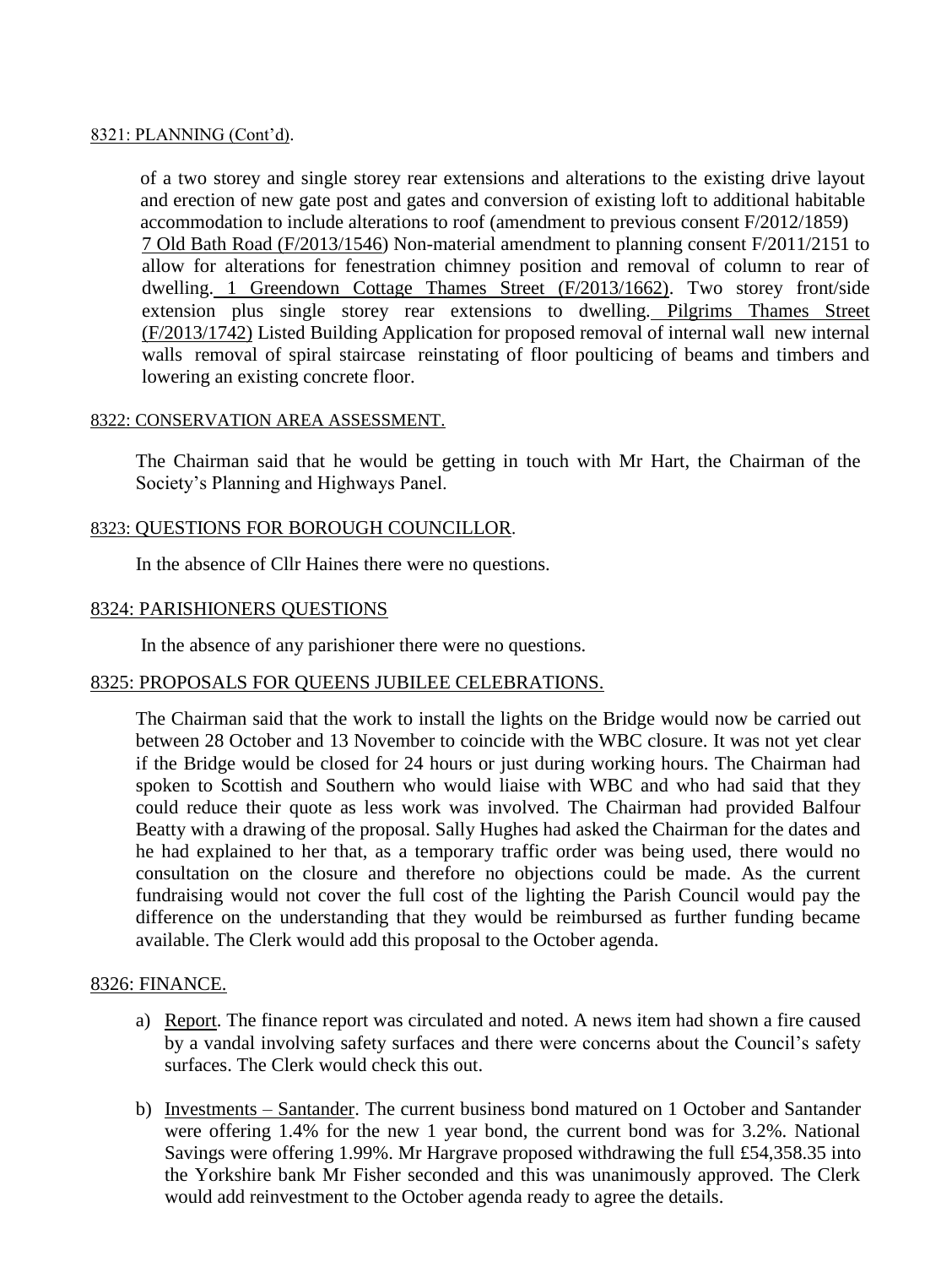8321: PLANNING (Cont'd).

of a two storey and single storey rear extensions and alterations to the existing drive layout and erection of new gate post and gates and conversion of existing loft to additional habitable accommodation to include alterations to roof (amendment to previous consent F/2012/1859) 7 Old Bath Road (F/2013/1546) Non-material amendment to planning consent F/2011/2151 to allow for alterations for fenestration chimney position and removal of column to rear of dwelling. 1 Greendown Cottage Thames Street (F/2013/1662). Two storey front/side extension plus single storey rear extensions to dwelling. Pilgrims Thames Street (F/2013/1742) Listed Building Application for proposed removal of internal wall new internal walls removal of spiral staircase reinstating of floor poulticing of beams and timbers and lowering an existing concrete floor.

8322: CONSERVATION AREA ASSESSMENT.

The Chairman said that he would be getting in touch with Mr Hart, the Chairman of the Society's Planning and Highways Panel.

8323: QUESTIONS FOR BOROUGH COUNCILLOR.

In the absence of Cllr Haines there were no questions.

8324: PARISHIONERS QUESTIONS

In the absence of any parishioner there were no questions.

8325: PROPOSALS FOR QUEENS JUBILEE CELEBRATIONS.

The Chairman said that the work to install the lights on the Bridge would now be carried out between 28 October and 13 November to coincide with the WBC closure. It was not yet clear if the Bridge would be closed for 24 hours or just during working hours. The Chairman had spoken to Scottish and Southern who would liaise with WBC and who had said that they could reduce their quote as less work was involved. The Chairman had provided Balfour Beatty with a drawing of the proposal. Sally Hughes had asked the Chairman for the dates and he had explained to her that, as a temporary traffic order was being used, there would no consultation on the closure and therefore no objections could be made. As the current fundraising would not cover the full cost of the lighting the Parish Council would pay the difference on the understanding that they would be reimbursed as further funding became available. The Clerk would add this proposal to the October agenda.

8326: FINANCE.

a) Report. The finance report was circulated and noted. A news item had shown a fire caused by a vandal involving safety surfaces and there were concerns about the Council's safety surfaces. The Clerk would check this out.

b) Investments – Santander. The current business bond matured on 1 October and Santander were offering 1.4% for the new 1 year bond, the current bond was for 3.2%. National Savings were offering 1.99%. Mr Hargrave proposed withdrawing the full £54,358.35 into the Yorkshire bank Mr Fisher seconded and this was unanimously approved. The Clerk would add reinvestment to the October agenda ready to agree the details.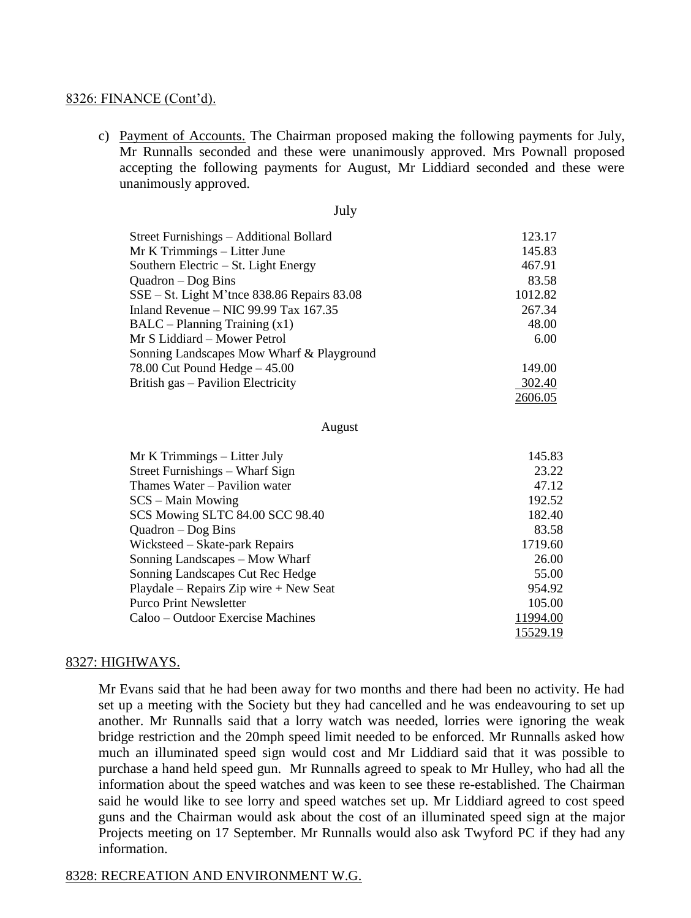8326: FINANCE (Cont'd).

c) Payment of Accounts. The Chairman proposed making the following payments for July, Mr Runnalls seconded and these were unanimously approved. Mrs Pownall proposed accepting the following payments for August, Mr Liddiard seconded and these were unanimously approved.

July

| | |
|---|---|
| Street Furnishings – Additional Bollard | 123.17 |
| Mr K Trimmings – Litter June | 145.83 |
| Southern Electric – St. Light Energy | 467.91 |
| Quadron – Dog Bins | 83.58 |
| SSE – St. Light M'tnce 838.86 Repairs 83.08 | 1012.82 |
| Inland Revenue – NIC 99.99 Tax 167.35 | 267.34 |
| BALC – Planning Training (x1) | 48.00 |
| Mr S Liddiard – Mower Petrol | 6.00 |
| Sonning Landscapes Mow Wharf & Playground 78.00 Cut Pound Hedge – 45.00 | 149.00 |
| British gas – Pavilion Electricity | 302.40 |
| | 2606.05 |

August

| | |
|---|---|
| Mr K Trimmings – Litter July | 145.83 |
| Street Furnishings – Wharf Sign | 23.22 |
| Thames Water – Pavilion water | 47.12 |
| SCS – Main Mowing | 192.52 |
| SCS Mowing SLTC 84.00 SCC 98.40 | 182.40 |
| Quadron – Dog Bins | 83.58 |
| Wicksteed – Skate-park Repairs | 1719.60 |
| Sonning Landscapes – Mow Wharf | 26.00 |
| Sonning Landscapes Cut Rec Hedge | 55.00 |
| Playdale – Repairs Zip wire + New Seat | 954.92 |
| Purco Print Newsletter | 105.00 |
| Caloo – Outdoor Exercise Machines | 11994.00 |
| | 15529.19 |

8327: HIGHWAYS.

Mr Evans said that he had been away for two months and there had been no activity. He had set up a meeting with the Society but they had cancelled and he was endeavouring to set up another. Mr Runnalls said that a lorry watch was needed, lorries were ignoring the weak bridge restriction and the 20mph speed limit needed to be enforced. Mr Runnalls asked how much an illuminated speed sign would cost and Mr Liddiard said that it was possible to purchase a hand held speed gun. Mr Runnalls agreed to speak to Mr Hulley, who had all the information about the speed watches and was keen to see these re-established. The Chairman said he would like to see lorry and speed watches set up. Mr Liddiard agreed to cost speed guns and the Chairman would ask about the cost of an illuminated speed sign at the major Projects meeting on 17 September. Mr Runnalls would also ask Twyford PC if they had any information.

8328: RECREATION AND ENVIRONMENT W.G.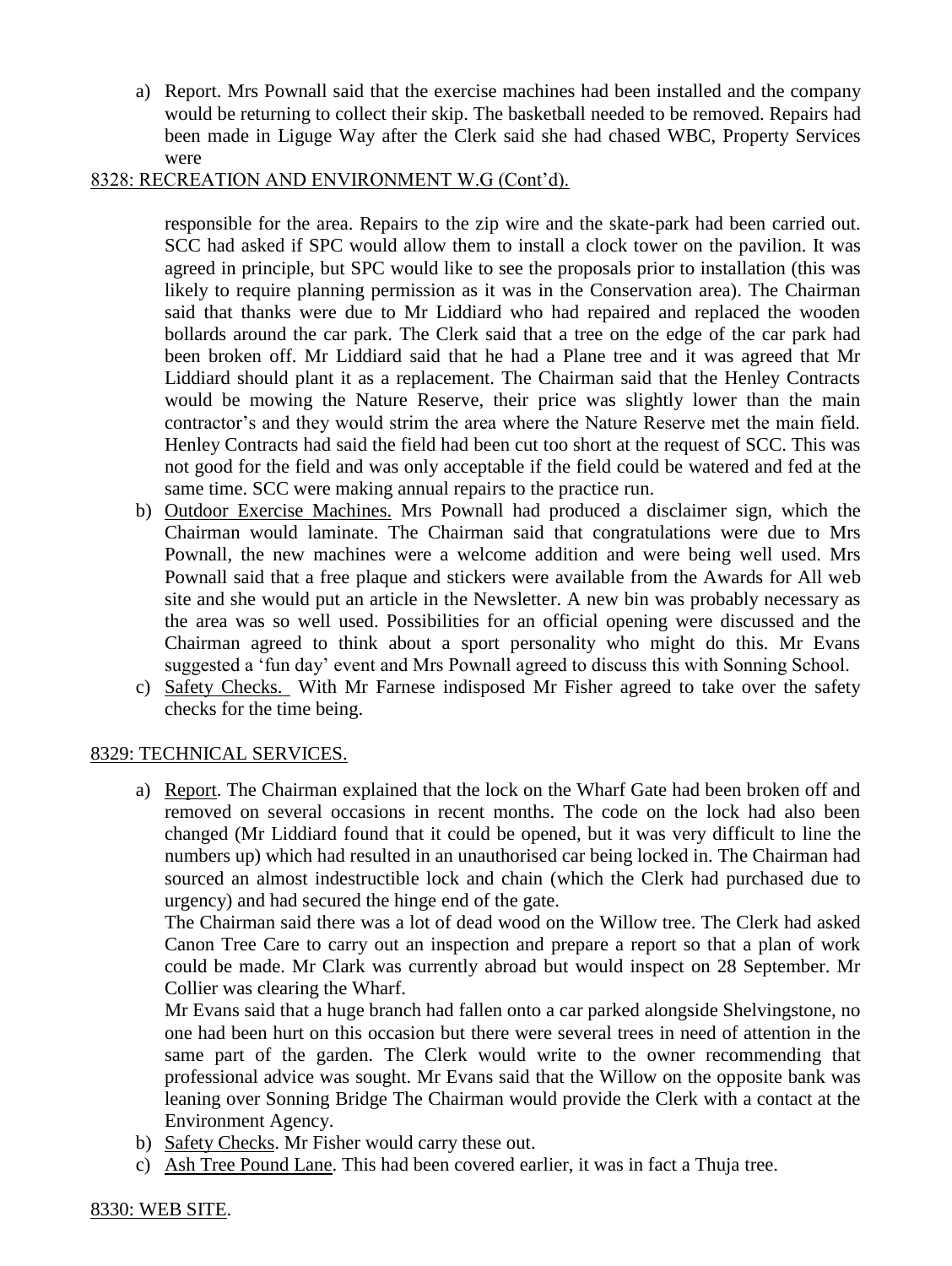a) Report. Mrs Pownall said that the exercise machines had been installed and the company would be returning to collect their skip. The basketball needed to be removed. Repairs had been made in Liguge Way after the Clerk said she had chased WBC, Property Services were

8328: RECREATION AND ENVIRONMENT W.G (Cont'd).

responsible for the area. Repairs to the zip wire and the skate-park had been carried out. SCC had asked if SPC would allow them to install a clock tower on the pavilion. It was agreed in principle, but SPC would like to see the proposals prior to installation (this was likely to require planning permission as it was in the Conservation area). The Chairman said that thanks were due to Mr Liddiard who had repaired and replaced the wooden bollards around the car park. The Clerk said that a tree on the edge of the car park had been broken off. Mr Liddiard said that he had a Plane tree and it was agreed that Mr Liddiard should plant it as a replacement. The Chairman said that the Henley Contracts would be mowing the Nature Reserve, their price was slightly lower than the main contractor's and they would strim the area where the Nature Reserve met the main field. Henley Contracts had said the field had been cut too short at the request of SCC. This was not good for the field and was only acceptable if the field could be watered and fed at the same time. SCC were making annual repairs to the practice run.

b) Outdoor Exercise Machines. Mrs Pownall had produced a disclaimer sign, which the Chairman would laminate. The Chairman said that congratulations were due to Mrs Pownall, the new machines were a welcome addition and were being well used. Mrs Pownall said that a free plaque and stickers were available from the Awards for All web site and she would put an article in the Newsletter. A new bin was probably necessary as the area was so well used. Possibilities for an official opening were discussed and the Chairman agreed to think about a sport personality who might do this. Mr Evans suggested a 'fun day' event and Mrs Pownall agreed to discuss this with Sonning School.

c) Safety Checks. With Mr Farnese indisposed Mr Fisher agreed to take over the safety checks for the time being.

8329: TECHNICAL SERVICES.

a) Report. The Chairman explained that the lock on the Wharf Gate had been broken off and removed on several occasions in recent months. The code on the lock had also been changed (Mr Liddiard found that it could be opened, but it was very difficult to line the numbers up) which had resulted in an unauthorised car being locked in. The Chairman had sourced an almost indestructible lock and chain (which the Clerk had purchased due to urgency) and had secured the hinge end of the gate.

   The Chairman said there was a lot of dead wood on the Willow tree. The Clerk had asked Canon Tree Care to carry out an inspection and prepare a report so that a plan of work could be made. Mr Clark was currently abroad but would inspect on 28 September. Mr Collier was clearing the Wharf.

   Mr Evans said that a huge branch had fallen onto a car parked alongside Shelvingstone, no one had been hurt on this occasion but there were several trees in need of attention in the same part of the garden. The Clerk would write to the owner recommending that professional advice was sought. Mr Evans said that the Willow on the opposite bank was leaning over Sonning Bridge The Chairman would provide the Clerk with a contact at the Environment Agency.

b) Safety Checks. Mr Fisher would carry these out.

c) Ash Tree Pound Lane. This had been covered earlier, it was in fact a Thuja tree.

8330: WEB SITE.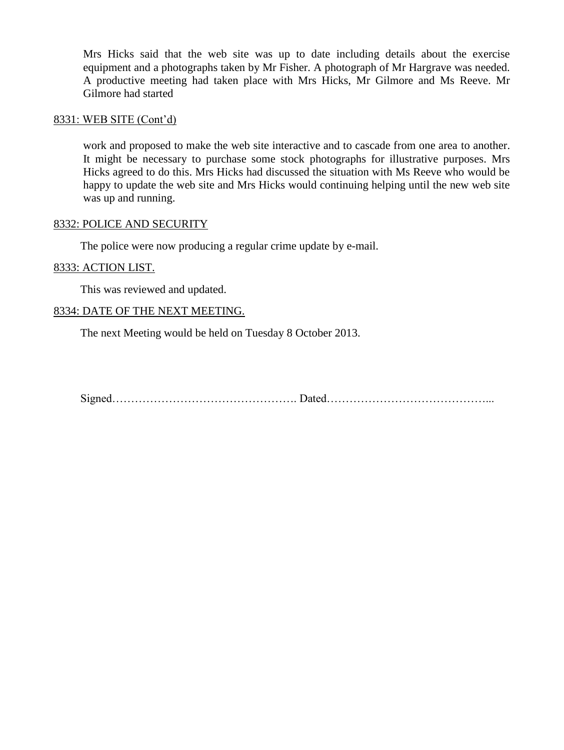Mrs Hicks said that the web site was up to date including details about the exercise equipment and a photographs taken by Mr Fisher. A photograph of Mr Hargrave was needed. A productive meeting had taken place with Mrs Hicks, Mr Gilmore and Ms Reeve. Mr Gilmore had started

8331: WEB SITE (Cont'd)

work and proposed to make the web site interactive and to cascade from one area to another. It might be necessary to purchase some stock photographs for illustrative purposes. Mrs Hicks agreed to do this. Mrs Hicks had discussed the situation with Ms Reeve who would be happy to update the web site and Mrs Hicks would continuing helping until the new web site was up and running.

8332: POLICE AND SECURITY

The police were now producing a regular crime update by e-mail.

8333: ACTION LIST.

This was reviewed and updated.

8334: DATE OF THE NEXT MEETING.

The next Meeting would be held on Tuesday 8 October 2013.

Signed…………………………………………. Dated……………………………………...